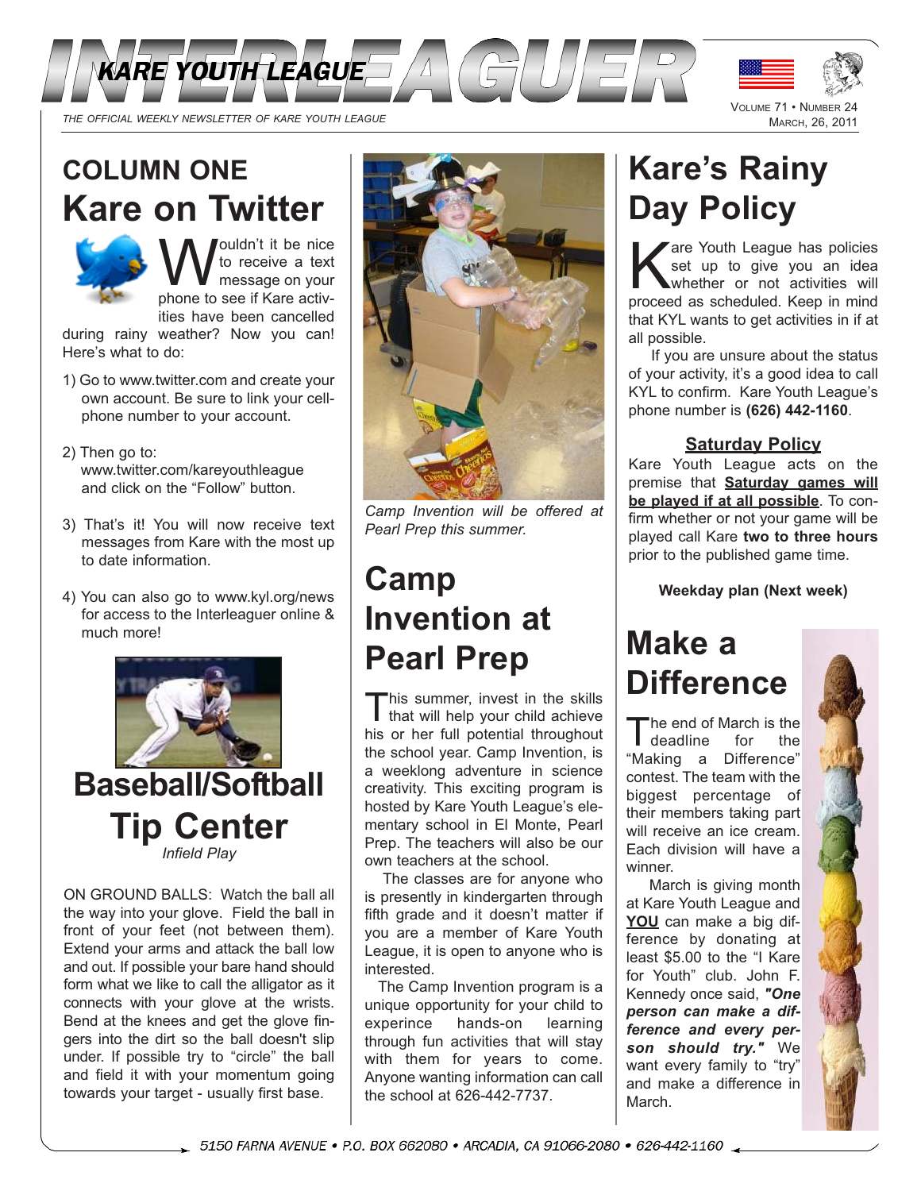# INTERLEAGUER

KARE YOUTH LEAGUE

THE OFFICIAL WEEKLY NEWSLETTER OF KARE YOUTH LEAGUE

VOLUME 71 • NUMBER 24
MARCH, 26, 2011

## COLUMN ONE

## Kare on Twitter

Wouldn't it be nice to receive a text message on your phone to see if Kare activities have been cancelled during rainy weather? Now you can! Here's what to do:

1) Go to www.twitter.com and create your own account. Be sure to link your cellphone number to your account.

2) Then go to: www.twitter.com/kareyouthleague and click on the "Follow" button.

3) That's it! You will now receive text messages from Kare with the most up to date information.

4) You can also go to www.kyl.org/news for access to the Interleaguer online & much more!

## Baseball/Softball Tip Center

*Infield Play*

ON GROUND BALLS: Watch the ball all the way into your glove. Field the ball in front of your feet (not between them). Extend your arms and attack the ball low and out. If possible your bare hand should form what we like to call the alligator as it connects with your glove at the wrists. Bend at the knees and get the glove fingers into the dirt so the ball doesn't slip under. If possible try to "circle" the ball and field it with your momentum going towards your target - usually first base.

*Camp Invention will be offered at Pearl Prep this summer.*

## Camp Invention at Pearl Prep

This summer, invest in the skills that will help your child achieve his or her full potential throughout the school year. Camp Invention, is a weeklong adventure in science creativity. This exciting program is hosted by Kare Youth League's elementary school in El Monte, Pearl Prep. The teachers will also be our own teachers at the school.

The classes are for anyone who is presently in kindergarten through fifth grade and it doesn't matter if you are a member of Kare Youth League, it is open to anyone who is interested.

The Camp Invention program is a unique opportunity for your child to experience hands-on learning through fun activities that will stay with them for years to come. Anyone wanting information can call the school at 626-442-7737.

## Kare's Rainy Day Policy

Kare Youth League has policies set up to give you an idea whether or not activities will proceed as scheduled. Keep in mind that KYL wants to get activities in if at all possible.

If you are unsure about the status of your activity, it's a good idea to call KYL to confirm. Kare Youth League's phone number is **(626) 442-1160**.

### Saturday Policy

Kare Youth League acts on the premise that **Saturday games will be played if at all possible**. To confirm whether or not your game will be played call Kare **two to three hours** prior to the published game time.

**Weekday plan (Next week)**

## Make a Difference

The end of March is the deadline for the "Making a Difference" contest. The team with the biggest percentage of their members taking part will receive an ice cream. Each division will have a winner.

March is giving month at Kare Youth League and **YOU** can make a big difference by donating at least $5.00 to the "I Kare for Youth" club. John F. Kennedy once said, ***"One person can make a difference and every person should try."*** We want every family to "try" and make a difference in March.

5150 FARNA AVENUE • P.O. BOX 662080 • ARCADIA, CA 91066-2080 • 626-442-1160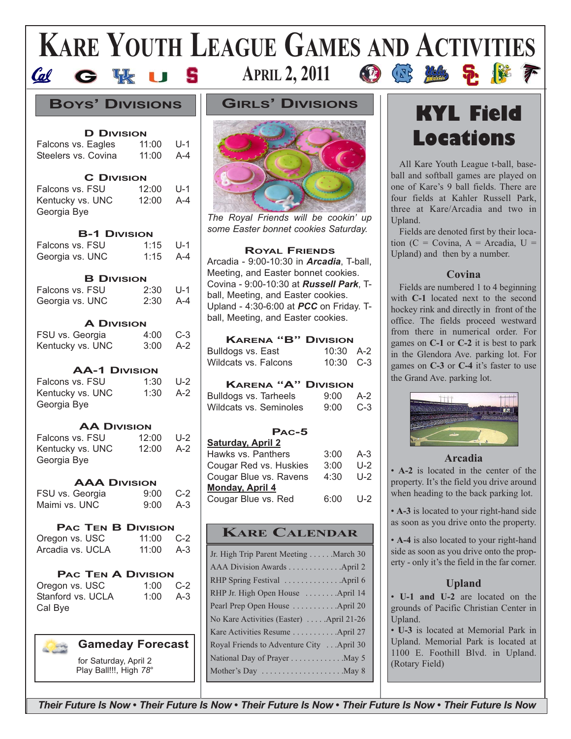# Kare Youth League Games and Activities

## April 2, 2011

## Boys' Divisions

### D Division

| | | |
|---|---|---|
| Falcons vs. Eagles | 11:00 | U-1 |
| Steelers vs. Covina | 11:00 | A-4 |

### C Division

| | | |
|---|---|---|
| Falcons vs. FSU | 12:00 | U-1 |
| Kentucky vs. UNC | 12:00 | A-4 |
| Georgia Bye | | |

### B-1 Division

| | | |
|---|---|---|
| Falcons vs. FSU | 1:15 | U-1 |
| Georgia vs. UNC | 1:15 | A-4 |

### B Division

| | | |
|---|---|---|
| Falcons vs. FSU | 2:30 | U-1 |
| Georgia vs. UNC | 2:30 | A-4 |

### A Division

| | | |
|---|---|---|
| FSU vs. Georgia | 4:00 | C-3 |
| Kentucky vs. UNC | 3:00 | A-2 |

### AA-1 Division

| | | |
|---|---|---|
| Falcons vs. FSU | 1:30 | U-2 |
| Kentucky vs. UNC | 1:30 | A-2 |
| Georgia Bye | | |

### AA Division

| | | |
|---|---|---|
| Falcons vs. FSU | 12:00 | U-2 |
| Kentucky vs. UNC | 12:00 | A-2 |
| Georgia Bye | | |

### AAA Division

| | | |
|---|---|---|
| FSU vs. Georgia | 9:00 | C-2 |
| Maimi vs. UNC | 9:00 | A-3 |

### Pac Ten B Division

| | | |
|---|---|---|
| Oregon vs. USC | 11:00 | C-2 |
| Arcadia vs. UCLA | 11:00 | A-3 |

### Pac Ten A Division

| | | |
|---|---|---|
| Oregon vs. USC | 1:00 | C-2 |
| Stanford vs. UCLA | 1:00 | A-3 |
| Cal Bye | | |

### Gameday Forecast

for Saturday, April 2
Play Ball!!!, High *78°*

## Girls' Divisions

*The Royal Friends will be cookin' up some Easter bonnet cookies Saturday.*

### Royal Friends

Arcadia - 9:00-10:30 in ***Arcadia***, T-ball, Meeting, and Easter bonnet cookies.
Covina - 9:00-10:30 at ***Russell Park***, T-ball, Meeting, and Easter cookies.
Upland - 4:30-6:00 at ***PCC*** on Friday. T-ball, Meeting, and Easter cookies.

### Karena "B" Division

| | | |
|---|---|---|
| Bulldogs vs. East | 10:30 | A-2 |
| Wildcats vs. Falcons | 10:30 | C-3 |

### Karena "A" Division

| | | |
|---|---|---|
| Bulldogs vs. Tarheels | 9:00 | A-2 |
| Wildcats vs. Seminoles | 9:00 | C-3 |

### Pac-5

**Saturday, April 2**

| | | |
|---|---|---|
| Hawks vs. Panthers | 3:00 | A-3 |
| Cougar Red vs. Huskies | 3:00 | U-2 |
| Cougar Blue vs. Ravens | 4:30 | U-2 |

**Monday, April 4**

| | | |
|---|---|---|
| Cougar Blue vs. Red | 6:00 | U-2 |

## Kare Calendar

| | |
|---|---|
| Jr. High Trip Parent Meeting | March 30 |
| AAA Division Awards | April 2 |
| RHP Spring Festival | April 6 |
| RHP Jr. High Open House | April 14 |
| Pearl Prep Open House | April 20 |
| No Kare Activities (Easter) | April 21-26 |
| Kare Activities Resume | April 27 |
| Royal Friends to Adventure City | April 30 |
| National Day of Prayer | May 5 |
| Mother's Day | May 8 |

## KYL Field Locations

All Kare Youth League t-ball, baseball and softball games are played on one of Kare's 9 ball fields. There are four fields at Kahler Russell Park, three at Kare/Arcadia and two in Upland.

Fields are denoted first by their location (C = Covina, A = Arcadia, U = Upland) and then by a number.

### Covina

Fields are numbered 1 to 4 beginning with **C-1** located next to the second hockey rink and directly in front of the office. The fields proceed westward from there in numerical order. For games on **C-1** or **C-2** it is best to park in the Glendora Ave. parking lot. For games on **C-3** or **C-4** it's faster to use the Grand Ave. parking lot.

### Arcadia

- **A-2** is located in the center of the property. It's the field you drive around when heading to the back parking lot.
- **A-3** is located to your right-hand side as soon as you drive onto the property.
- **A-4** is also located to your right-hand side as soon as you drive onto the property - only it's the field in the far corner.

### Upland

- **U-1 and U-2** are located on the grounds of Pacific Christian Center in Upland.
- **U-3** is located at Memorial Park in Upland. Memorial Park is located at 1100 E. Foothill Blvd. in Upland. (Rotary Field)

*Their Future Is Now • Their Future Is Now • Their Future Is Now • Their Future Is Now • Their Future Is Now*